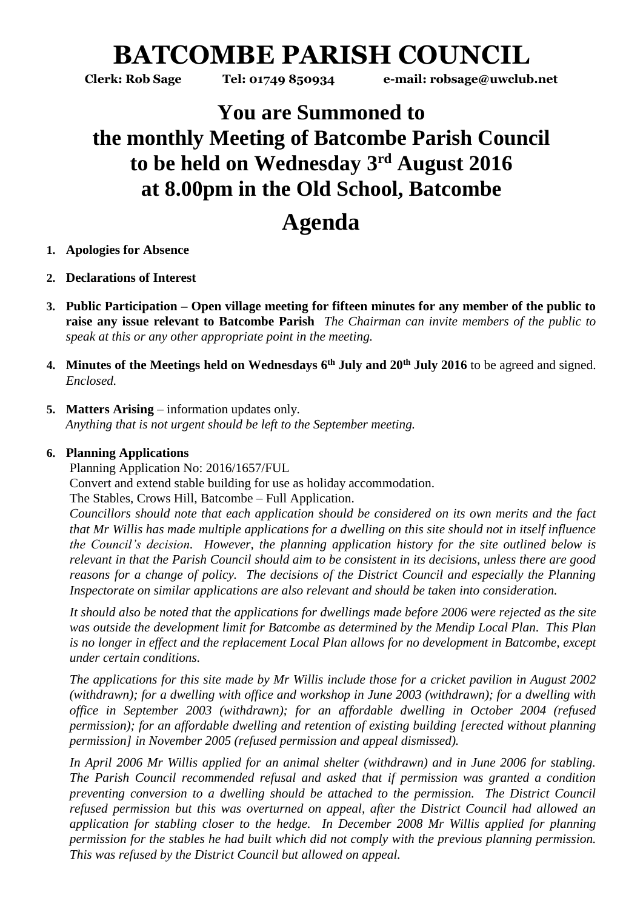# BATCOMBE PARISH COUNCIL

**Clerk: Rob Sage Tel: 01749 850934 e-mail: robsage@uwclub.net**

## You are Summoned to the monthly Meeting of Batcombe Parish Council to be held on Wednesday 3rd August 2016 at 8.00pm in the Old School, Batcombe

# Agenda

1. **Apologies for Absence**

2. **Declarations of Interest**

3. **Public Participation – Open village meeting for fifteen minutes for any member of the public to raise any issue relevant to Batcombe Parish** *The Chairman can invite members of the public to speak at this or any other appropriate point in the meeting.*

4. **Minutes of the Meetings held on Wednesdays 6th July and 20th July 2016** to be agreed and signed. *Enclosed.*

5. **Matters Arising** – information updates only.
   *Anything that is not urgent should be left to the September meeting.*

6. **Planning Applications**

   Planning Application No: 2016/1657/FUL

   Convert and extend stable building for use as holiday accommodation.

   The Stables, Crows Hill, Batcombe – Full Application.

   *Councillors should note that each application should be considered on its own merits and the fact that Mr Willis has made multiple applications for a dwelling on this site should not in itself influence the Council's decision. However, the planning application history for the site outlined below is relevant in that the Parish Council should aim to be consistent in its decisions, unless there are good reasons for a change of policy. The decisions of the District Council and especially the Planning Inspectorate on similar applications are also relevant and should be taken into consideration.*

   *It should also be noted that the applications for dwellings made before 2006 were rejected as the site was outside the development limit for Batcombe as determined by the Mendip Local Plan. This Plan is no longer in effect and the replacement Local Plan allows for no development in Batcombe, except under certain conditions.*

   *The applications for this site made by Mr Willis include those for a cricket pavilion in August 2002 (withdrawn); for a dwelling with office and workshop in June 2003 (withdrawn); for a dwelling with office in September 2003 (withdrawn); for an affordable dwelling in October 2004 (refused permission); for an affordable dwelling and retention of existing building [erected without planning permission] in November 2005 (refused permission and appeal dismissed).*

   *In April 2006 Mr Willis applied for an animal shelter (withdrawn) and in June 2006 for stabling. The Parish Council recommended refusal and asked that if permission was granted a condition preventing conversion to a dwelling should be attached to the permission. The District Council refused permission but this was overturned on appeal, after the District Council had allowed an application for stabling closer to the hedge. In December 2008 Mr Willis applied for planning permission for the stables he had built which did not comply with the previous planning permission. This was refused by the District Council but allowed on appeal.*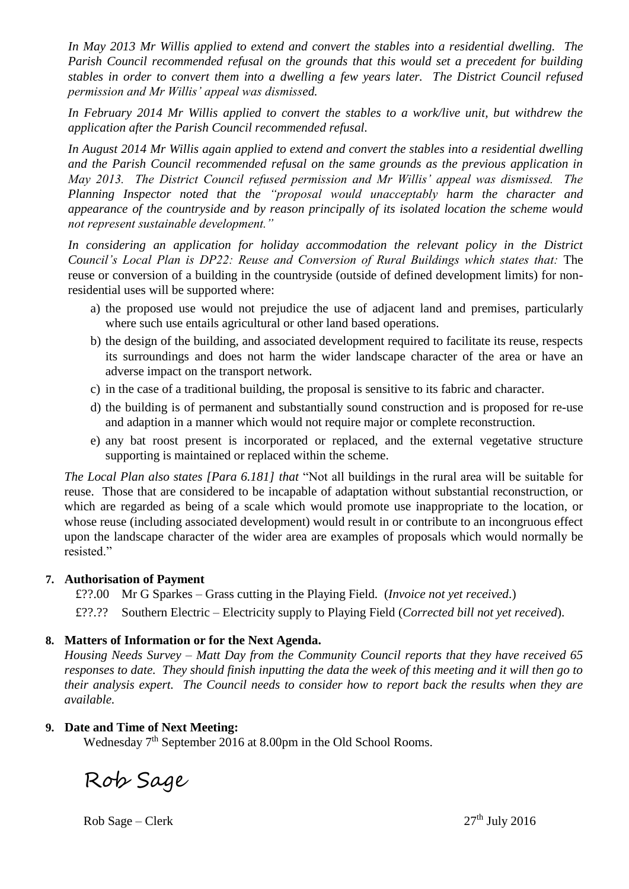*In May 2013 Mr Willis applied to extend and convert the stables into a residential dwelling. The Parish Council recommended refusal on the grounds that this would set a precedent for building stables in order to convert them into a dwelling a few years later. The District Council refused permission and Mr Willis' appeal was dismissed.*

*In February 2014 Mr Willis applied to convert the stables to a work/live unit, but withdrew the application after the Parish Council recommended refusal.*

*In August 2014 Mr Willis again applied to extend and convert the stables into a residential dwelling and the Parish Council recommended refusal on the same grounds as the previous application in May 2013. The District Council refused permission and Mr Willis' appeal was dismissed. The Planning Inspector noted that the "proposal would unacceptably harm the character and appearance of the countryside and by reason principally of its isolated location the scheme would not represent sustainable development."*

*In considering an application for holiday accommodation the relevant policy in the District Council's Local Plan is DP22: Reuse and Conversion of Rural Buildings which states that:* The reuse or conversion of a building in the countryside (outside of defined development limits) for non-residential uses will be supported where:

a) the proposed use would not prejudice the use of adjacent land and premises, particularly where such use entails agricultural or other land based operations.
b) the design of the building, and associated development required to facilitate its reuse, respects its surroundings and does not harm the wider landscape character of the area or have an adverse impact on the transport network.
c) in the case of a traditional building, the proposal is sensitive to its fabric and character.
d) the building is of permanent and substantially sound construction and is proposed for re-use and adaption in a manner which would not require major or complete reconstruction.
e) any bat roost present is incorporated or replaced, and the external vegetative structure supporting is maintained or replaced within the scheme.

*The Local Plan also states [Para 6.181] that* "Not all buildings in the rural area will be suitable for reuse. Those that are considered to be incapable of adaptation without substantial reconstruction, or which are regarded as being of a scale which would promote use inappropriate to the location, or whose reuse (including associated development) would result in or contribute to an incongruous effect upon the landscape character of the wider area are examples of proposals which would normally be resisted."

**7. Authorisation of Payment**

£??.00 Mr G Sparkes – Grass cutting in the Playing Field. (*Invoice not yet received*.)

£??.?? Southern Electric – Electricity supply to Playing Field (*Corrected bill not yet received*).

**8. Matters of Information or for the Next Agenda.**

*Housing Needs Survey – Matt Day from the Community Council reports that they have received 65 responses to date. They should finish inputting the data the week of this meeting and it will then go to their analysis expert. The Council needs to consider how to report back the results when they are available.*

**9. Date and Time of Next Meeting:**

Wednesday 7th September 2016 at 8.00pm in the Old School Rooms.

Rob Sage

Rob Sage – Clerk 27th July 2016